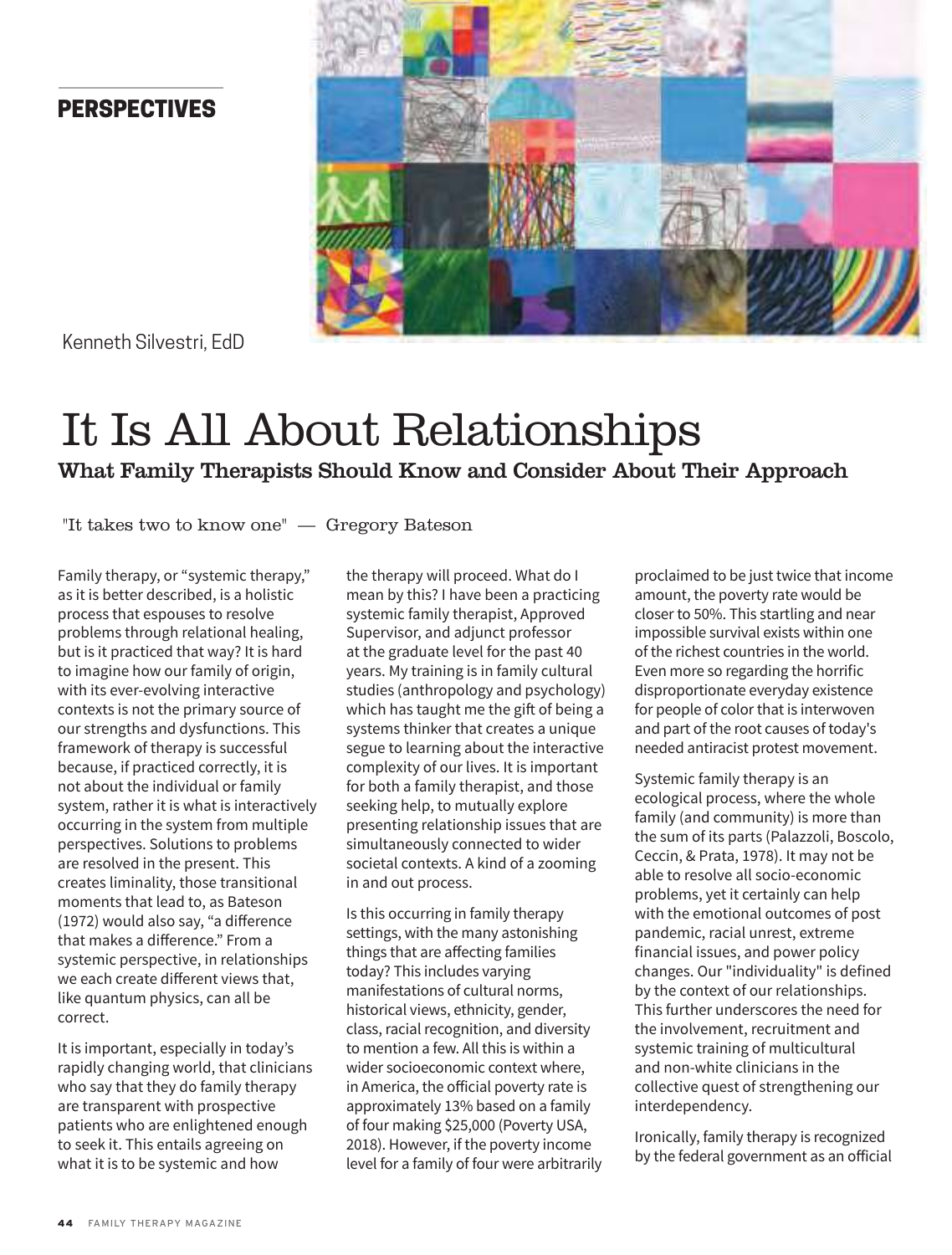PERSPECTIVES

Kenneth Silvestri, EdD

# It Is All About Relationships

## What Family Therapists Should Know and Consider About Their Approach

"It takes two to know one" — Gregory Bateson

Family therapy, or "systemic therapy," as it is better described, is a holistic process that espouses to resolve problems through relational healing, but is it practiced that way? It is hard to imagine how our family of origin, with its ever-evolving interactive contexts is not the primary source of our strengths and dysfunctions. This framework of therapy is successful because, if practiced correctly, it is not about the individual or family system, rather it is what is interactively occurring in the system from multiple perspectives. Solutions to problems are resolved in the present. This creates liminality, those transitional moments that lead to, as Bateson (1972) would also say, "a difference that makes a difference." From a systemic perspective, in relationships we each create different views that, like quantum physics, can all be correct.

It is important, especially in today's rapidly changing world, that clinicians who say that they do family therapy are transparent with prospective patients who are enlightened enough to seek it. This entails agreeing on what it is to be systemic and how the therapy will proceed. What do I mean by this? I have been a practicing systemic family therapist, Approved Supervisor, and adjunct professor at the graduate level for the past 40 years. My training is in family cultural studies (anthropology and psychology) which has taught me the gift of being a systems thinker that creates a unique segue to learning about the interactive complexity of our lives. It is important for both a family therapist, and those seeking help, to mutually explore presenting relationship issues that are simultaneously connected to wider societal contexts. A kind of a zooming in and out process.

Is this occurring in family therapy settings, with the many astonishing things that are affecting families today? This includes varying manifestations of cultural norms, historical views, ethnicity, gender, class, racial recognition, and diversity to mention a few. All this is within a wider socioeconomic context where, in America, the official poverty rate is approximately 13% based on a family of four making $25,000 (Poverty USA, 2018). However, if the poverty income level for a family of four were arbitrarily proclaimed to be just twice that income amount, the poverty rate would be closer to 50%. This startling and near impossible survival exists within one of the richest countries in the world. Even more so regarding the horrific disproportionate everyday existence for people of color that is interwoven and part of the root causes of today's needed antiracist protest movement.

Systemic family therapy is an ecological process, where the whole family (and community) is more than the sum of its parts (Palazzoli, Boscolo, Ceccin, & Prata, 1978). It may not be able to resolve all socio-economic problems, yet it certainly can help with the emotional outcomes of post pandemic, racial unrest, extreme financial issues, and power policy changes. Our "individuality" is defined by the context of our relationships. This further underscores the need for the involvement, recruitment and systemic training of multicultural and non-white clinicians in the collective quest of strengthening our interdependency.

Ironically, family therapy is recognized by the federal government as an official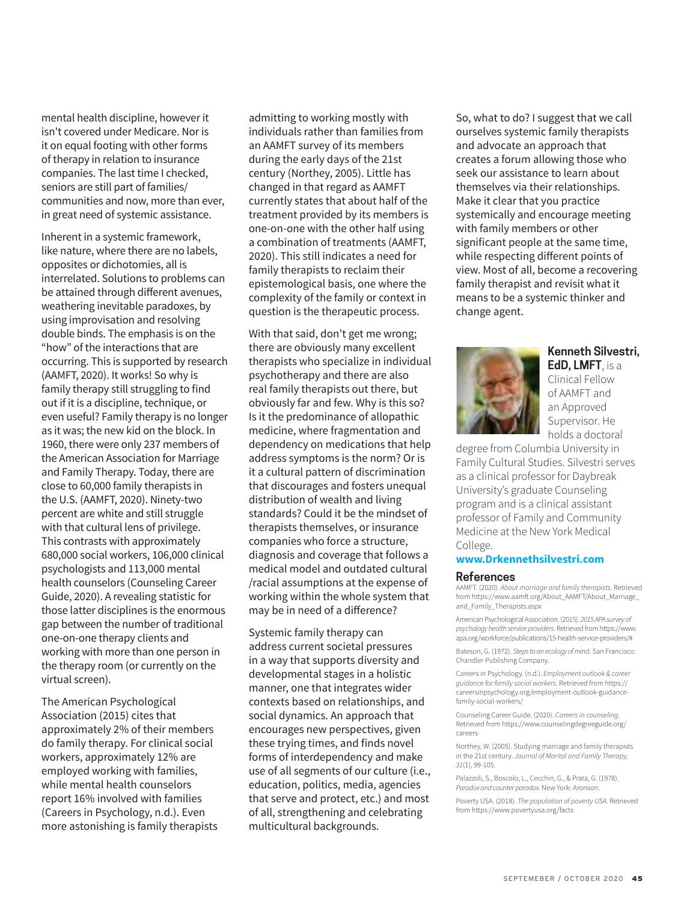mental health discipline, however it isn't covered under Medicare. Nor is it on equal footing with other forms of therapy in relation to insurance companies. The last time I checked, seniors are still part of families/ communities and now, more than ever, in great need of systemic assistance.

Inherent in a systemic framework, like nature, where there are no labels, opposites or dichotomies, all is interrelated. Solutions to problems can be attained through different avenues, weathering inevitable paradoxes, by using improvisation and resolving double binds. The emphasis is on the "how" of the interactions that are occurring. This is supported by research (AAMFT, 2020). It works! So why is family therapy still struggling to find out if it is a discipline, technique, or even useful? Family therapy is no longer as it was; the new kid on the block. In 1960, there were only 237 members of the American Association for Marriage and Family Therapy. Today, there are close to 60,000 family therapists in the U.S. (AAMFT, 2020). Ninety-two percent are white and still struggle with that cultural lens of privilege. This contrasts with approximately 680,000 social workers, 106,000 clinical psychologists and 113,000 mental health counselors (Counseling Career Guide, 2020). A revealing statistic for those latter disciplines is the enormous gap between the number of traditional one-on-one therapy clients and working with more than one person in the therapy room (or currently on the virtual screen).

The American Psychological Association (2015) cites that approximately 2% of their members do family therapy. For clinical social workers, approximately 12% are employed working with families, while mental health counselors report 16% involved with families (Careers in Psychology, n.d.). Even more astonishing is family therapists admitting to working mostly with individuals rather than families from an AAMFT survey of its members during the early days of the 21st century (Northey, 2005). Little has changed in that regard as AAMFT currently states that about half of the treatment provided by its members is one-on-one with the other half using a combination of treatments (AAMFT, 2020). This still indicates a need for family therapists to reclaim their epistemological basis, one where the complexity of the family or context in question is the therapeutic process.

With that said, don't get me wrong; there are obviously many excellent therapists who specialize in individual psychotherapy and there are also real family therapists out there, but obviously far and few. Why is this so? Is it the predominance of allopathic medicine, where fragmentation and dependency on medications that help address symptoms is the norm? Or is it a cultural pattern of discrimination that discourages and fosters unequal distribution of wealth and living standards? Could it be the mindset of therapists themselves, or insurance companies who force a structure, diagnosis and coverage that follows a medical model and outdated cultural /racial assumptions at the expense of working within the whole system that may be in need of a difference?

Systemic family therapy can address current societal pressures in a way that supports diversity and developmental stages in a holistic manner, one that integrates wider contexts based on relationships, and social dynamics. An approach that encourages new perspectives, given these trying times, and finds novel forms of interdependency and make use of all segments of our culture (i.e., education, politics, media, agencies that serve and protect, etc.) and most of all, strengthening and celebrating multicultural backgrounds.

So, what to do? I suggest that we call ourselves systemic family therapists and advocate an approach that creates a forum allowing those who seek our assistance to learn about themselves via their relationships. Make it clear that you practice systemically and encourage meeting with family members or other significant people at the same time, while respecting different points of view. Most of all, become a recovering family therapist and revisit what it means to be a systemic thinker and change agent.

**Kenneth Silvestri, EdD, LMFT**, is a Clinical Fellow of AAMFT and an Approved Supervisor. He holds a doctoral degree from Columbia University in Family Cultural Studies. Silvestri serves as a clinical professor for Daybreak University's graduate Counseling program and is a clinical assistant professor of Family and Community Medicine at the New York Medical College.

**www.Drkennethsilvestri.com**

## References

AAMFT. (2020). *About marriage and family therapists.* Retrieved from https://www.aamft.org/About_AAMFT/About_Marriage_and_Family_Therapists.aspx

American Psychological Association. (2015). *2015 APA survey of psychology health service providers.* Retrieved from https://www.apa.org/workforce/publications/15-health-service-providers/#

Bateson, G. (1972). *Steps to an ecology of mind.* San Francisco: Chandler Publishing Company.

Careers in Psychology. (n.d.). *Employment outlook & career guidance for family social workers.* Retrieved from https://careersinpsychology.org/employment-outlook-guidance-family-social-workers/

Counseling Career Guide. (2020). *Careers in counseling.* Retrieved from https://www.counselingdegreeguide.org/careers

Northey, W. (2005). Studying marriage and family therapists in the 21st century. *Journal of Marital and Family Therapy, 31*(1), 99-105.

Palazzoli, S., Boscolo, L., Cecchin, G., & Prata, G. (1978). *Paradox and counter paradox.* New York: Aronson.

Poverty USA. (2018). *The population of poverty USA.* Retrieved from https://www.povertyusa.org/facts